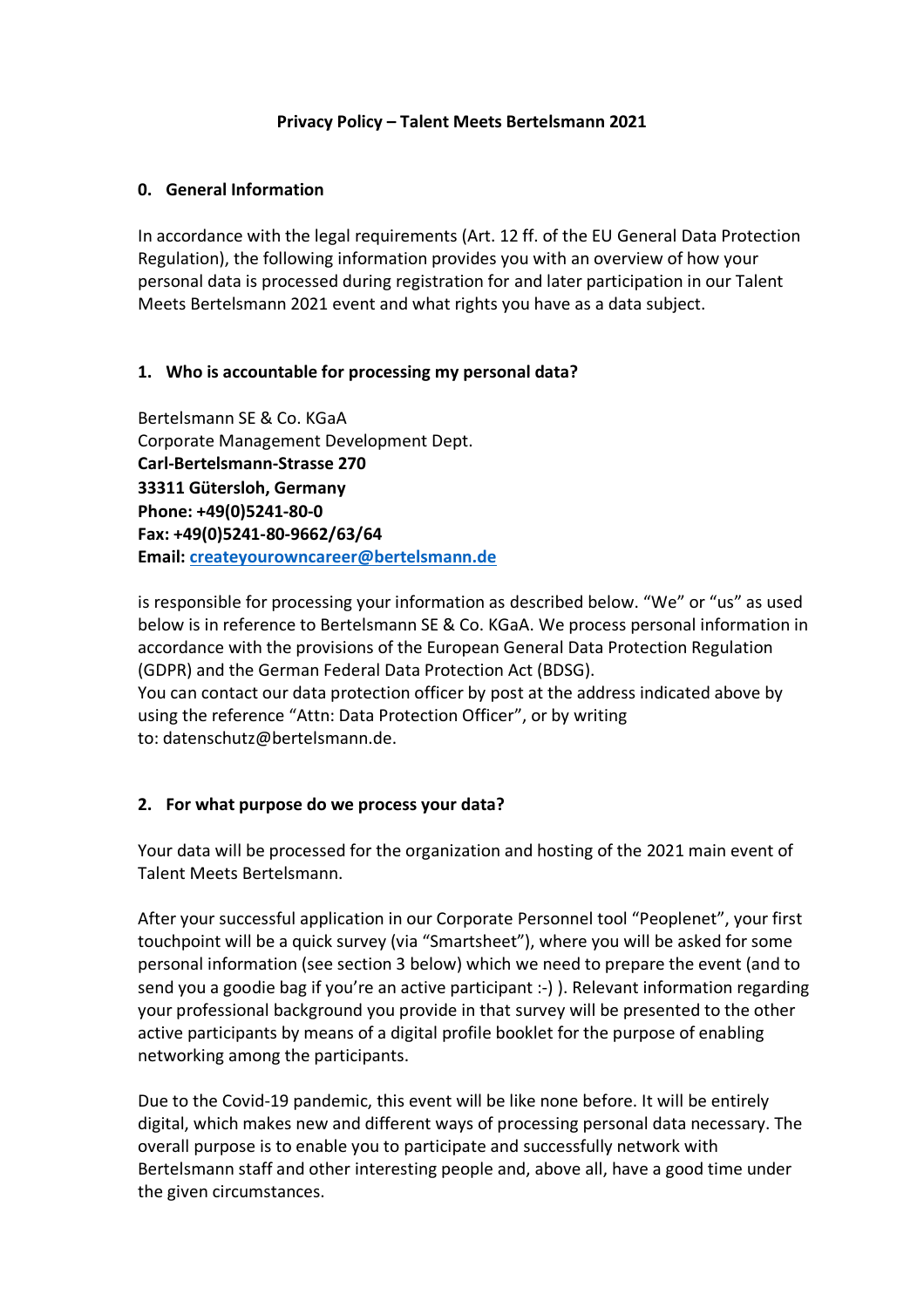# Privacy Policy – Talent Meets Bertelsmann 2021

## 0. General Information

In accordance with the legal requirements (Art. 12 ff. of the EU General Data Protection Regulation), the following information provides you with an overview of how your personal data is processed during registration for and later participation in our Talent Meets Bertelsmann 2021 event and what rights you have as a data subject.

## 1. Who is accountable for processing my personal data?

Bertelsmann SE & Co. KGaA
Corporate Management Development Dept.
**Carl-Bertelsmann-Strasse 270**
**33311 Gütersloh, Germany**
**Phone: +49(0)5241-80-0**
**Fax: +49(0)5241-80-9662/63/64**
**Email: createyourowncareer@bertelsmann.de**

is responsible for processing your information as described below. "We" or "us" as used below is in reference to Bertelsmann SE & Co. KGaA. We process personal information in accordance with the provisions of the European General Data Protection Regulation (GDPR) and the German Federal Data Protection Act (BDSG).
You can contact our data protection officer by post at the address indicated above by using the reference "Attn: Data Protection Officer", or by writing to: datenschutz@bertelsmann.de.

## 2. For what purpose do we process your data?

Your data will be processed for the organization and hosting of the 2021 main event of Talent Meets Bertelsmann.

After your successful application in our Corporate Personnel tool "Peoplenet", your first touchpoint will be a quick survey (via "Smartsheet"), where you will be asked for some personal information (see section 3 below) which we need to prepare the event (and to send you a goodie bag if you're an active participant :-) ). Relevant information regarding your professional background you provide in that survey will be presented to the other active participants by means of a digital profile booklet for the purpose of enabling networking among the participants.

Due to the Covid-19 pandemic, this event will be like none before. It will be entirely digital, which makes new and different ways of processing personal data necessary. The overall purpose is to enable you to participate and successfully network with Bertelsmann staff and other interesting people and, above all, have a good time under the given circumstances.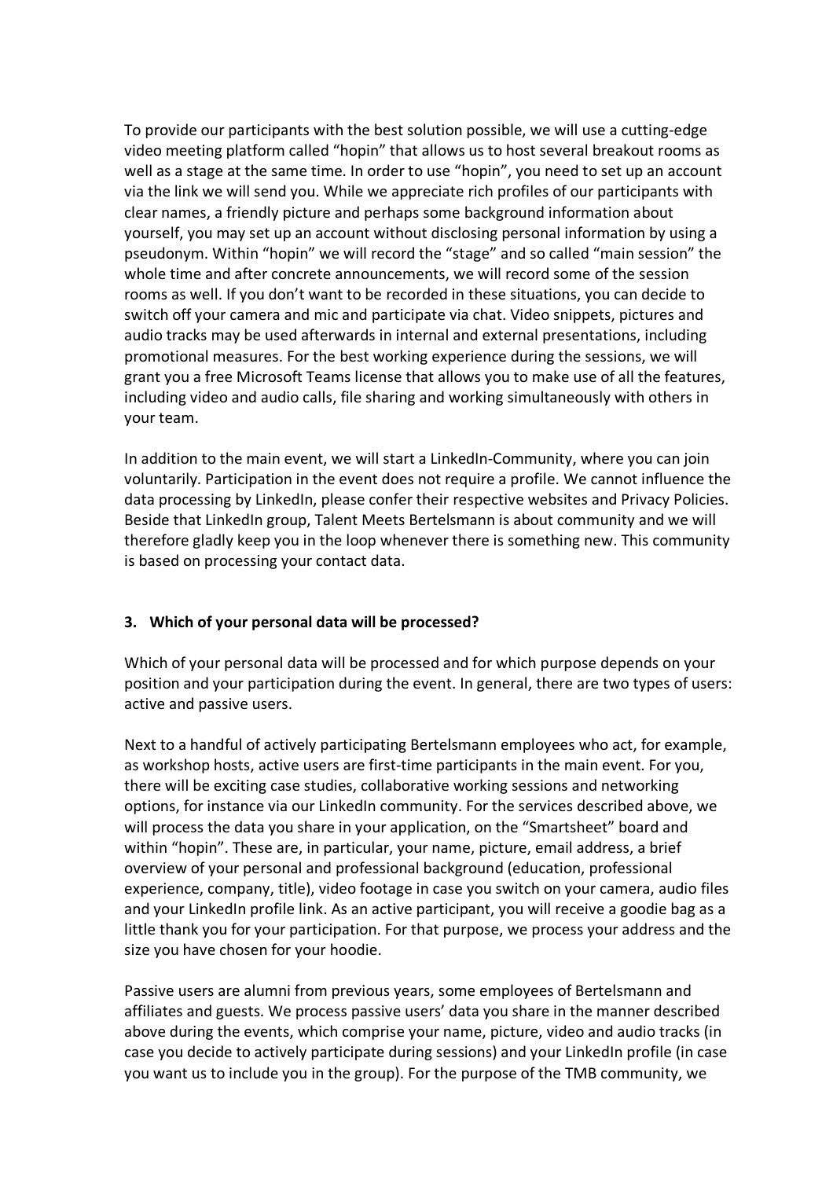To provide our participants with the best solution possible, we will use a cutting-edge video meeting platform called "hopin" that allows us to host several breakout rooms as well as a stage at the same time. In order to use "hopin", you need to set up an account via the link we will send you. While we appreciate rich profiles of our participants with clear names, a friendly picture and perhaps some background information about yourself, you may set up an account without disclosing personal information by using a pseudonym. Within "hopin" we will record the "stage" and so called "main session" the whole time and after concrete announcements, we will record some of the session rooms as well. If you don't want to be recorded in these situations, you can decide to switch off your camera and mic and participate via chat. Video snippets, pictures and audio tracks may be used afterwards in internal and external presentations, including promotional measures. For the best working experience during the sessions, we will grant you a free Microsoft Teams license that allows you to make use of all the features, including video and audio calls, file sharing and working simultaneously with others in your team.

In addition to the main event, we will start a LinkedIn-Community, where you can join voluntarily. Participation in the event does not require a profile. We cannot influence the data processing by LinkedIn, please confer their respective websites and Privacy Policies. Beside that LinkedIn group, Talent Meets Bertelsmann is about community and we will therefore gladly keep you in the loop whenever there is something new. This community is based on processing your contact data.

### 3. Which of your personal data will be processed?

Which of your personal data will be processed and for which purpose depends on your position and your participation during the event. In general, there are two types of users: active and passive users.

Next to a handful of actively participating Bertelsmann employees who act, for example, as workshop hosts, active users are first-time participants in the main event. For you, there will be exciting case studies, collaborative working sessions and networking options, for instance via our LinkedIn community. For the services described above, we will process the data you share in your application, on the "Smartsheet" board and within "hopin". These are, in particular, your name, picture, email address, a brief overview of your personal and professional background (education, professional experience, company, title), video footage in case you switch on your camera, audio files and your LinkedIn profile link. As an active participant, you will receive a goodie bag as a little thank you for your participation. For that purpose, we process your address and the size you have chosen for your hoodie.

Passive users are alumni from previous years, some employees of Bertelsmann and affiliates and guests. We process passive users' data you share in the manner described above during the events, which comprise your name, picture, video and audio tracks (in case you decide to actively participate during sessions) and your LinkedIn profile (in case you want us to include you in the group). For the purpose of the TMB community, we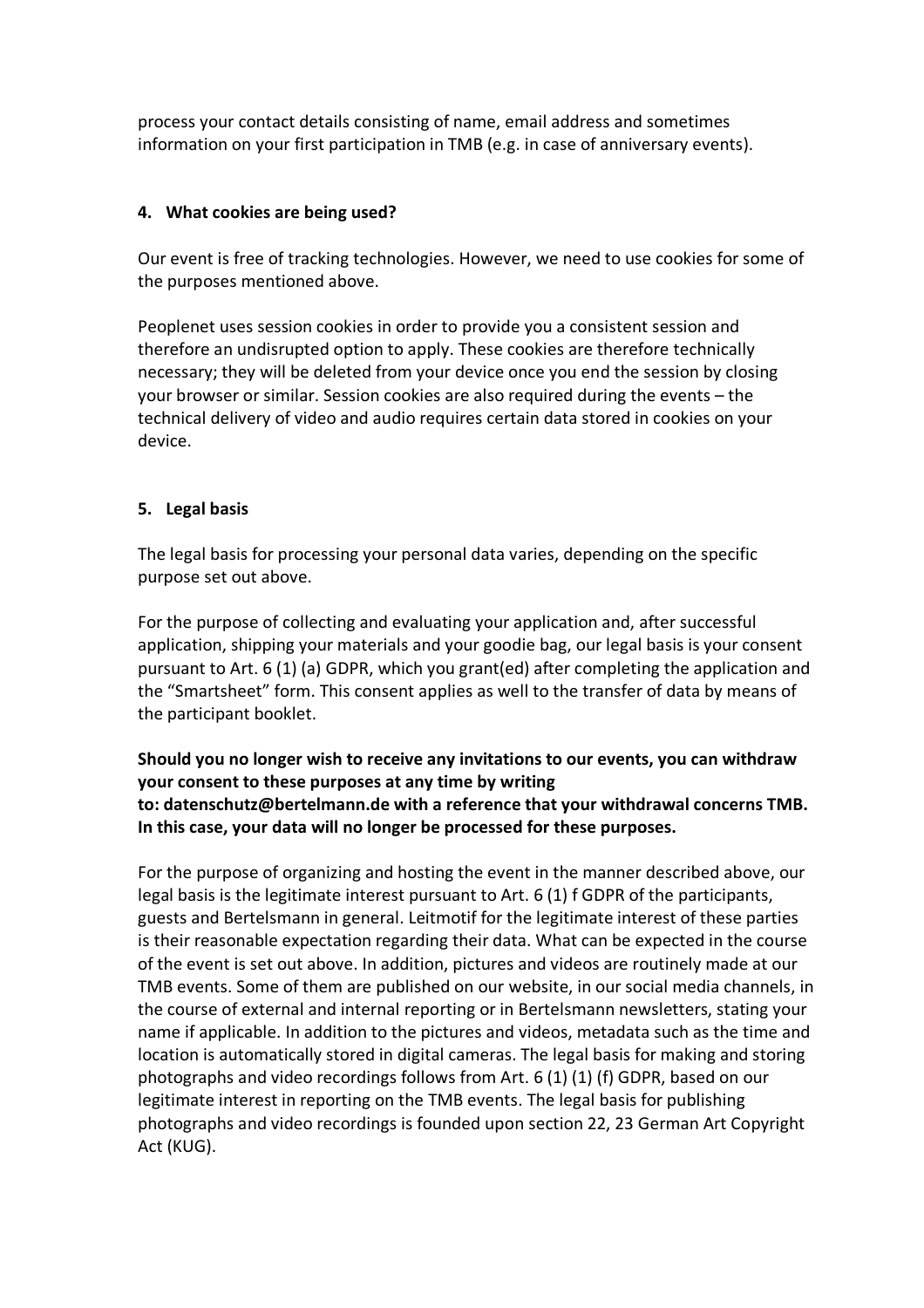process your contact details consisting of name, email address and sometimes information on your first participation in TMB (e.g. in case of anniversary events).

## 4. What cookies are being used?

Our event is free of tracking technologies. However, we need to use cookies for some of the purposes mentioned above.

Peoplenet uses session cookies in order to provide you a consistent session and therefore an undisrupted option to apply. These cookies are therefore technically necessary; they will be deleted from your device once you end the session by closing your browser or similar. Session cookies are also required during the events – the technical delivery of video and audio requires certain data stored in cookies on your device.

## 5. Legal basis

The legal basis for processing your personal data varies, depending on the specific purpose set out above.

For the purpose of collecting and evaluating your application and, after successful application, shipping your materials and your goodie bag, our legal basis is your consent pursuant to Art. 6 (1) (a) GDPR, which you grant(ed) after completing the application and the "Smartsheet" form. This consent applies as well to the transfer of data by means of the participant booklet.

**Should you no longer wish to receive any invitations to our events, you can withdraw your consent to these purposes at any time by writing to: datenschutz@bertelmann.de with a reference that your withdrawal concerns TMB. In this case, your data will no longer be processed for these purposes.**

For the purpose of organizing and hosting the event in the manner described above, our legal basis is the legitimate interest pursuant to Art. 6 (1) f GDPR of the participants, guests and Bertelsmann in general. Leitmotif for the legitimate interest of these parties is their reasonable expectation regarding their data. What can be expected in the course of the event is set out above. In addition, pictures and videos are routinely made at our TMB events. Some of them are published on our website, in our social media channels, in the course of external and internal reporting or in Bertelsmann newsletters, stating your name if applicable. In addition to the pictures and videos, metadata such as the time and location is automatically stored in digital cameras. The legal basis for making and storing photographs and video recordings follows from Art. 6 (1) (1) (f) GDPR, based on our legitimate interest in reporting on the TMB events. The legal basis for publishing photographs and video recordings is founded upon section 22, 23 German Art Copyright Act (KUG).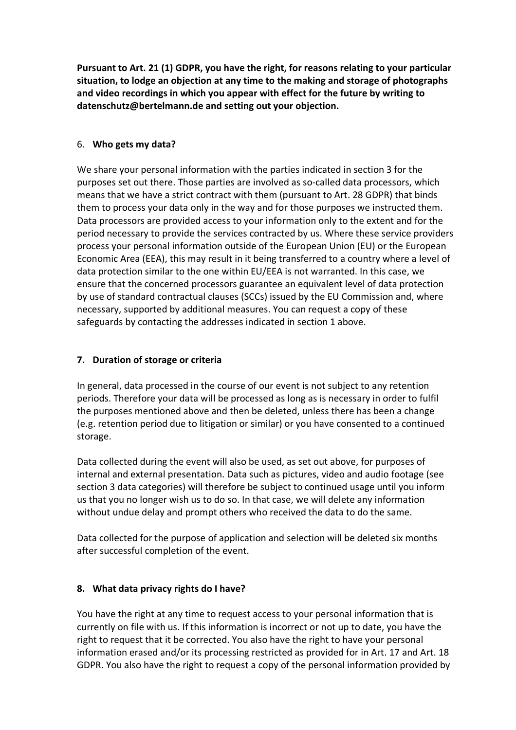**Pursuant to Art. 21 (1) GDPR, you have the right, for reasons relating to your particular situation, to lodge an objection at any time to the making and storage of photographs and video recordings in which you appear with effect for the future by writing to datenschutz@bertelmann.de and setting out your objection.**

## 6. **Who gets my data?**

We share your personal information with the parties indicated in section 3 for the purposes set out there. Those parties are involved as so-called data processors, which means that we have a strict contract with them (pursuant to Art. 28 GDPR) that binds them to process your data only in the way and for those purposes we instructed them. Data processors are provided access to your information only to the extent and for the period necessary to provide the services contracted by us. Where these service providers process your personal information outside of the European Union (EU) or the European Economic Area (EEA), this may result in it being transferred to a country where a level of data protection similar to the one within EU/EEA is not warranted. In this case, we ensure that the concerned processors guarantee an equivalent level of data protection by use of standard contractual clauses (SCCs) issued by the EU Commission and, where necessary, supported by additional measures. You can request a copy of these safeguards by contacting the addresses indicated in section 1 above.

## 7. Duration of storage or criteria

In general, data processed in the course of our event is not subject to any retention periods. Therefore your data will be processed as long as is necessary in order to fulfil the purposes mentioned above and then be deleted, unless there has been a change (e.g. retention period due to litigation or similar) or you have consented to a continued storage.

Data collected during the event will also be used, as set out above, for purposes of internal and external presentation. Data such as pictures, video and audio footage (see section 3 data categories) will therefore be subject to continued usage until you inform us that you no longer wish us to do so. In that case, we will delete any information without undue delay and prompt others who received the data to do the same.

Data collected for the purpose of application and selection will be deleted six months after successful completion of the event.

## 8. What data privacy rights do I have?

You have the right at any time to request access to your personal information that is currently on file with us. If this information is incorrect or not up to date, you have the right to request that it be corrected. You also have the right to have your personal information erased and/or its processing restricted as provided for in Art. 17 and Art. 18 GDPR. You also have the right to request a copy of the personal information provided by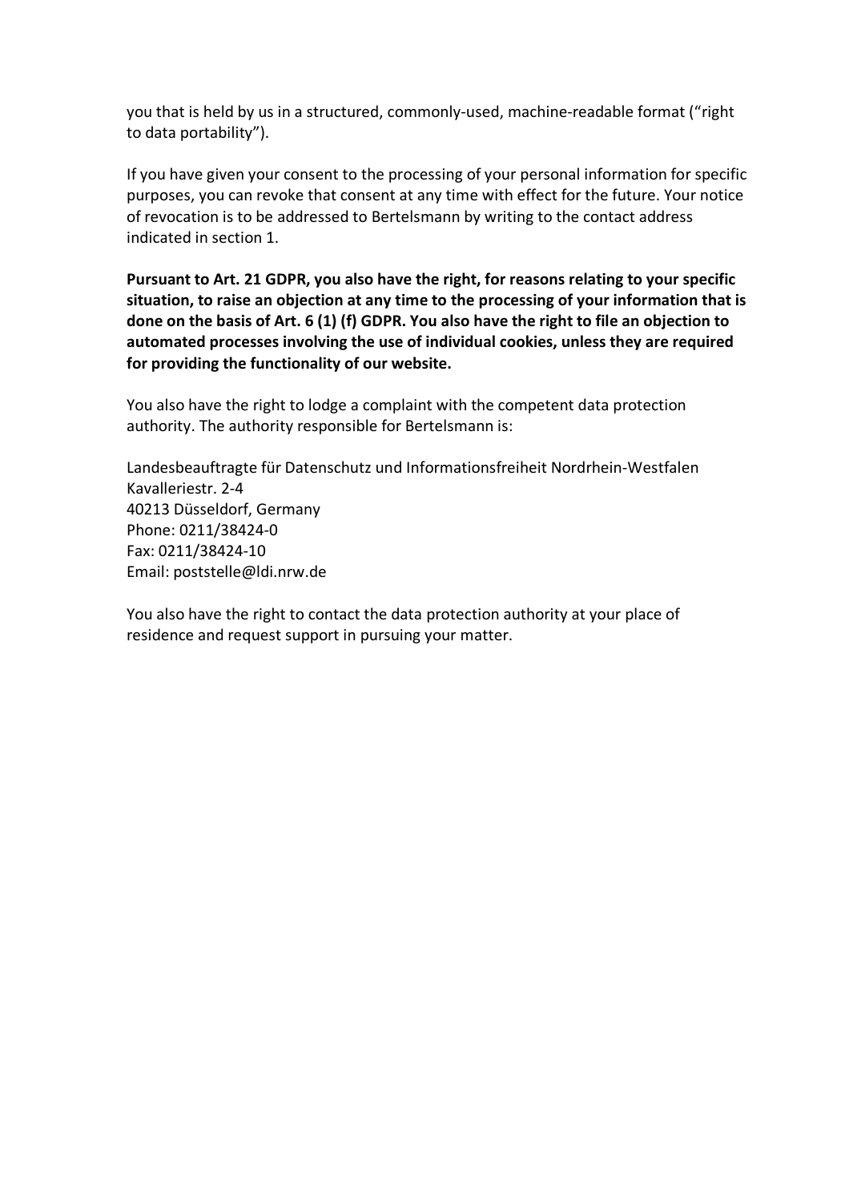you that is held by us in a structured, commonly-used, machine-readable format ("right to data portability").

If you have given your consent to the processing of your personal information for specific purposes, you can revoke that consent at any time with effect for the future. Your notice of revocation is to be addressed to Bertelsmann by writing to the contact address indicated in section 1.

**Pursuant to Art. 21 GDPR, you also have the right, for reasons relating to your specific situation, to raise an objection at any time to the processing of your information that is done on the basis of Art. 6 (1) (f) GDPR. You also have the right to file an objection to automated processes involving the use of individual cookies, unless they are required for providing the functionality of our website.**

You also have the right to lodge a complaint with the competent data protection authority. The authority responsible for Bertelsmann is:

Landesbeauftragte für Datenschutz und Informationsfreiheit Nordrhein-Westfalen
Kavalleriestr. 2-4
40213 Düsseldorf, Germany
Phone: 0211/38424-0
Fax: 0211/38424-10
Email: poststelle@ldi.nrw.de

You also have the right to contact the data protection authority at your place of residence and request support in pursuing your matter.